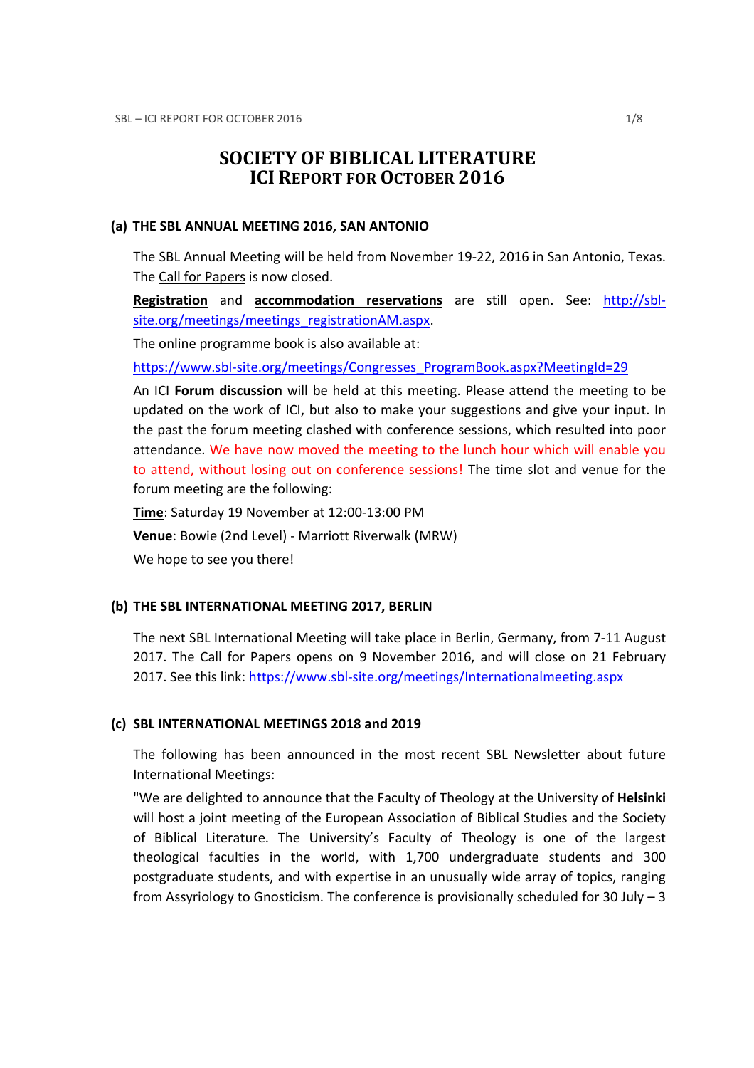# SOCIETY OF BIBLICAL LITERATURE
# ICI REPORT FOR OCTOBER 2016

## (a) THE SBL ANNUAL MEETING 2016, SAN ANTONIO

The SBL Annual Meeting will be held from November 19-22, 2016 in San Antonio, Texas. The Call for Papers is now closed.

**Registration** and **accommodation reservations** are still open. See: http://sbl-site.org/meetings/meetings_registrationAM.aspx.

The online programme book is also available at:

https://www.sbl-site.org/meetings/Congresses_ProgramBook.aspx?MeetingId=29

An ICI **Forum discussion** will be held at this meeting. Please attend the meeting to be updated on the work of ICI, but also to make your suggestions and give your input. In the past the forum meeting clashed with conference sessions, which resulted into poor attendance. We have now moved the meeting to the lunch hour which will enable you to attend, without losing out on conference sessions! The time slot and venue for the forum meeting are the following:

**Time**: Saturday 19 November at 12:00-13:00 PM

**Venue**: Bowie (2nd Level) - Marriott Riverwalk (MRW)

We hope to see you there!

## (b) THE SBL INTERNATIONAL MEETING 2017, BERLIN

The next SBL International Meeting will take place in Berlin, Germany, from 7-11 August 2017. The Call for Papers opens on 9 November 2016, and will close on 21 February 2017. See this link: https://www.sbl-site.org/meetings/Internationalmeeting.aspx

## (c) SBL INTERNATIONAL MEETINGS 2018 and 2019

The following has been announced in the most recent SBL Newsletter about future International Meetings:

"We are delighted to announce that the Faculty of Theology at the University of **Helsinki** will host a joint meeting of the European Association of Biblical Studies and the Society of Biblical Literature. The University's Faculty of Theology is one of the largest theological faculties in the world, with 1,700 undergraduate students and 300 postgraduate students, and with expertise in an unusually wide array of topics, ranging from Assyriology to Gnosticism. The conference is provisionally scheduled for 30 July – 3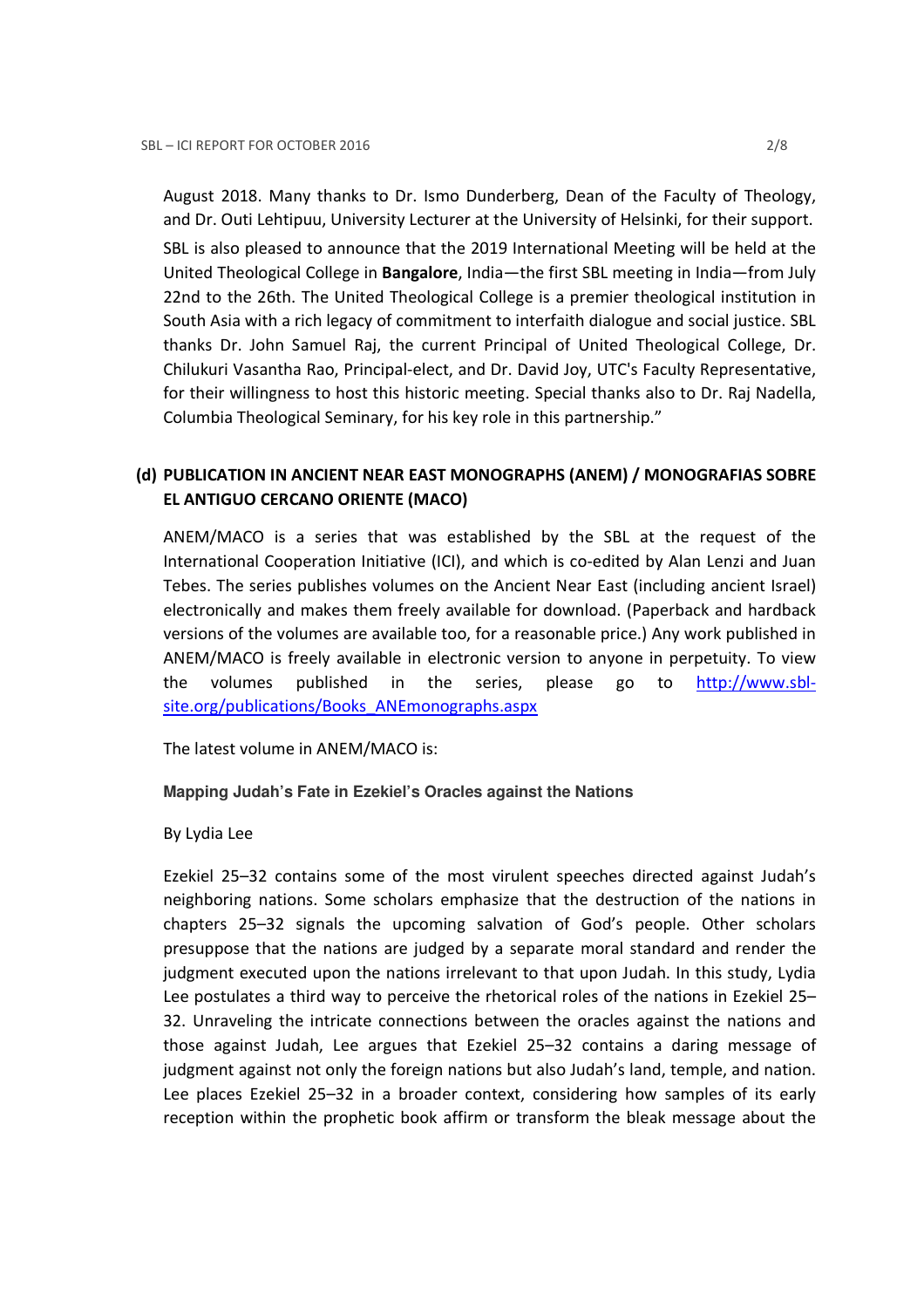August 2018. Many thanks to Dr. Ismo Dunderberg, Dean of the Faculty of Theology, and Dr. Outi Lehtipuu, University Lecturer at the University of Helsinki, for their support.

SBL is also pleased to announce that the 2019 International Meeting will be held at the United Theological College in **Bangalore**, India—the first SBL meeting in India—from July 22nd to the 26th. The United Theological College is a premier theological institution in South Asia with a rich legacy of commitment to interfaith dialogue and social justice. SBL thanks Dr. John Samuel Raj, the current Principal of United Theological College, Dr. Chilukuri Vasantha Rao, Principal-elect, and Dr. David Joy, UTC's Faculty Representative, for their willingness to host this historic meeting. Special thanks also to Dr. Raj Nadella, Columbia Theological Seminary, for his key role in this partnership."

## (d) PUBLICATION IN ANCIENT NEAR EAST MONOGRAPHS (ANEM) / MONOGRAFIAS SOBRE EL ANTIGUO CERCANO ORIENTE (MACO)

ANEM/MACO is a series that was established by the SBL at the request of the International Cooperation Initiative (ICI), and which is co-edited by Alan Lenzi and Juan Tebes. The series publishes volumes on the Ancient Near East (including ancient Israel) electronically and makes them freely available for download. (Paperback and hardback versions of the volumes are available too, for a reasonable price.) Any work published in ANEM/MACO is freely available in electronic version to anyone in perpetuity. To view the volumes published in the series, please go to [http://www.sbl-site.org/publications/Books_ANEmonographs.aspx](http://www.sbl-site.org/publications/Books_ANEmonographs.aspx)

The latest volume in ANEM/MACO is:

**Mapping Judah's Fate in Ezekiel's Oracles against the Nations**

By Lydia Lee

Ezekiel 25–32 contains some of the most virulent speeches directed against Judah's neighboring nations. Some scholars emphasize that the destruction of the nations in chapters 25–32 signals the upcoming salvation of God's people. Other scholars presuppose that the nations are judged by a separate moral standard and render the judgment executed upon the nations irrelevant to that upon Judah. In this study, Lydia Lee postulates a third way to perceive the rhetorical roles of the nations in Ezekiel 25–32. Unraveling the intricate connections between the oracles against the nations and those against Judah, Lee argues that Ezekiel 25–32 contains a daring message of judgment against not only the foreign nations but also Judah's land, temple, and nation. Lee places Ezekiel 25–32 in a broader context, considering how samples of its early reception within the prophetic book affirm or transform the bleak message about the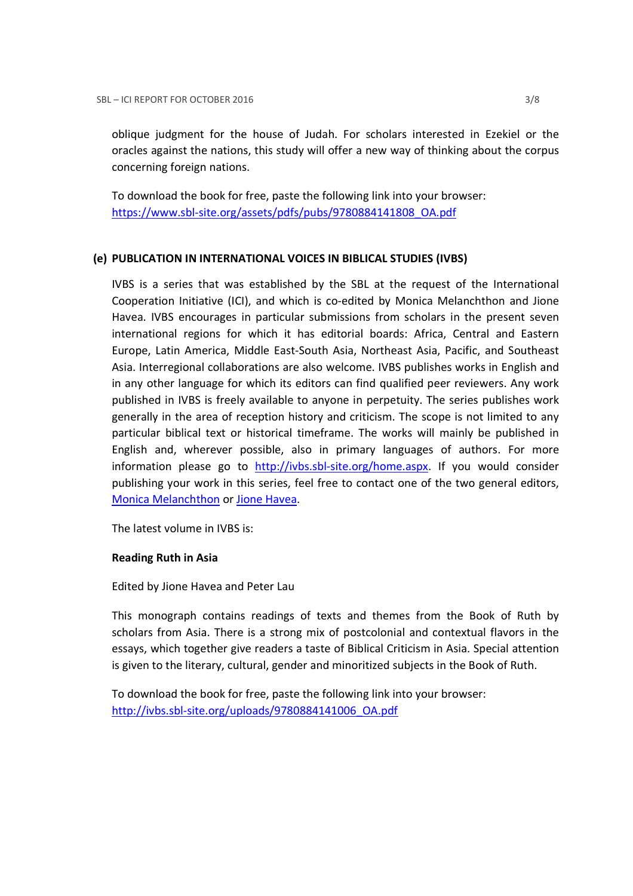oblique judgment for the house of Judah. For scholars interested in Ezekiel or the oracles against the nations, this study will offer a new way of thinking about the corpus concerning foreign nations.

To download the book for free, paste the following link into your browser:
[https://www.sbl-site.org/assets/pdfs/pubs/9780884141808_OA.pdf](https://www.sbl-site.org/assets/pdfs/pubs/9780884141808_OA.pdf)

### (e) PUBLICATION IN INTERNATIONAL VOICES IN BIBLICAL STUDIES (IVBS)

IVBS is a series that was established by the SBL at the request of the International Cooperation Initiative (ICI), and which is co-edited by Monica Melanchthon and Jione Havea. IVBS encourages in particular submissions from scholars in the present seven international regions for which it has editorial boards: Africa, Central and Eastern Europe, Latin America, Middle East-South Asia, Northeast Asia, Pacific, and Southeast Asia. Interregional collaborations are also welcome. IVBS publishes works in English and in any other language for which its editors can find qualified peer reviewers. Any work published in IVBS is freely available to anyone in perpetuity. The series publishes work generally in the area of reception history and criticism. The scope is not limited to any particular biblical text or historical timeframe. The works will mainly be published in English and, wherever possible, also in primary languages of authors. For more information please go to [http://ivbs.sbl-site.org/home.aspx](http://ivbs.sbl-site.org/home.aspx). If you would consider publishing your work in this series, feel free to contact one of the two general editors, Monica Melanchthon or Jione Havea.

The latest volume in IVBS is:

**Reading Ruth in Asia**

Edited by Jione Havea and Peter Lau

This monograph contains readings of texts and themes from the Book of Ruth by scholars from Asia. There is a strong mix of postcolonial and contextual flavors in the essays, which together give readers a taste of Biblical Criticism in Asia. Special attention is given to the literary, cultural, gender and minoritized subjects in the Book of Ruth.

To download the book for free, paste the following link into your browser:
[http://ivbs.sbl-site.org/uploads/9780884141006_OA.pdf](http://ivbs.sbl-site.org/uploads/9780884141006_OA.pdf)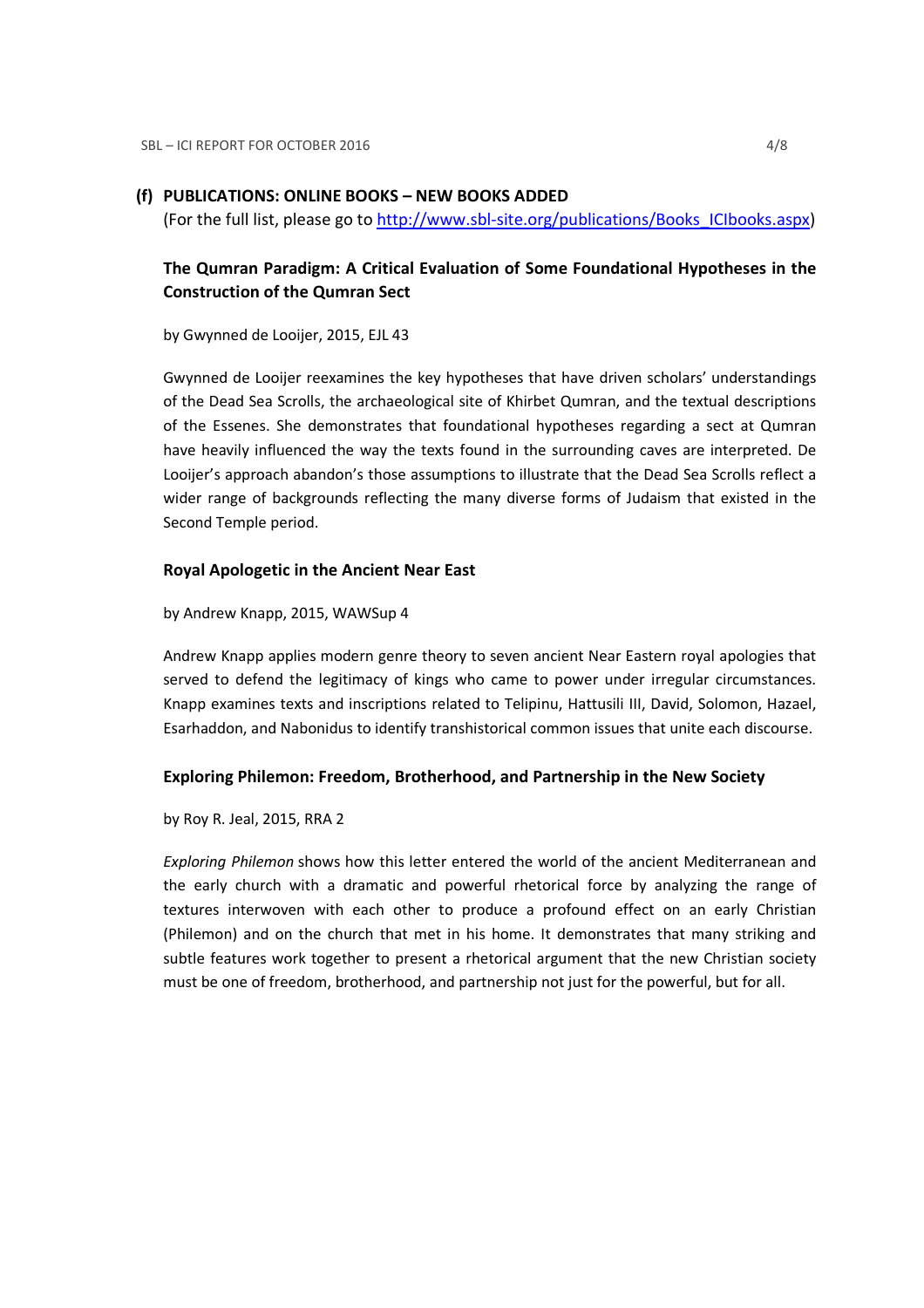## (f) PUBLICATIONS: ONLINE BOOKS – NEW BOOKS ADDED

(For the full list, please go to [http://www.sbl-site.org/publications/Books_ICIbooks.aspx](http://www.sbl-site.org/publications/Books_ICIbooks.aspx))

### The Qumran Paradigm: A Critical Evaluation of Some Foundational Hypotheses in the Construction of the Qumran Sect

by Gwynned de Looijer, 2015, EJL 43

Gwynned de Looijer reexamines the key hypotheses that have driven scholars' understandings of the Dead Sea Scrolls, the archaeological site of Khirbet Qumran, and the textual descriptions of the Essenes. She demonstrates that foundational hypotheses regarding a sect at Qumran have heavily influenced the way the texts found in the surrounding caves are interpreted. De Looijer's approach abandon's those assumptions to illustrate that the Dead Sea Scrolls reflect a wider range of backgrounds reflecting the many diverse forms of Judaism that existed in the Second Temple period.

### Royal Apologetic in the Ancient Near East

by Andrew Knapp, 2015, WAWSup 4

Andrew Knapp applies modern genre theory to seven ancient Near Eastern royal apologies that served to defend the legitimacy of kings who came to power under irregular circumstances. Knapp examines texts and inscriptions related to Telipinu, Hattusili III, David, Solomon, Hazael, Esarhaddon, and Nabonidus to identify transhistorical common issues that unite each discourse.

### Exploring Philemon: Freedom, Brotherhood, and Partnership in the New Society

by Roy R. Jeal, 2015, RRA 2

*Exploring Philemon* shows how this letter entered the world of the ancient Mediterranean and the early church with a dramatic and powerful rhetorical force by analyzing the range of textures interwoven with each other to produce a profound effect on an early Christian (Philemon) and on the church that met in his home. It demonstrates that many striking and subtle features work together to present a rhetorical argument that the new Christian society must be one of freedom, brotherhood, and partnership not just for the powerful, but for all.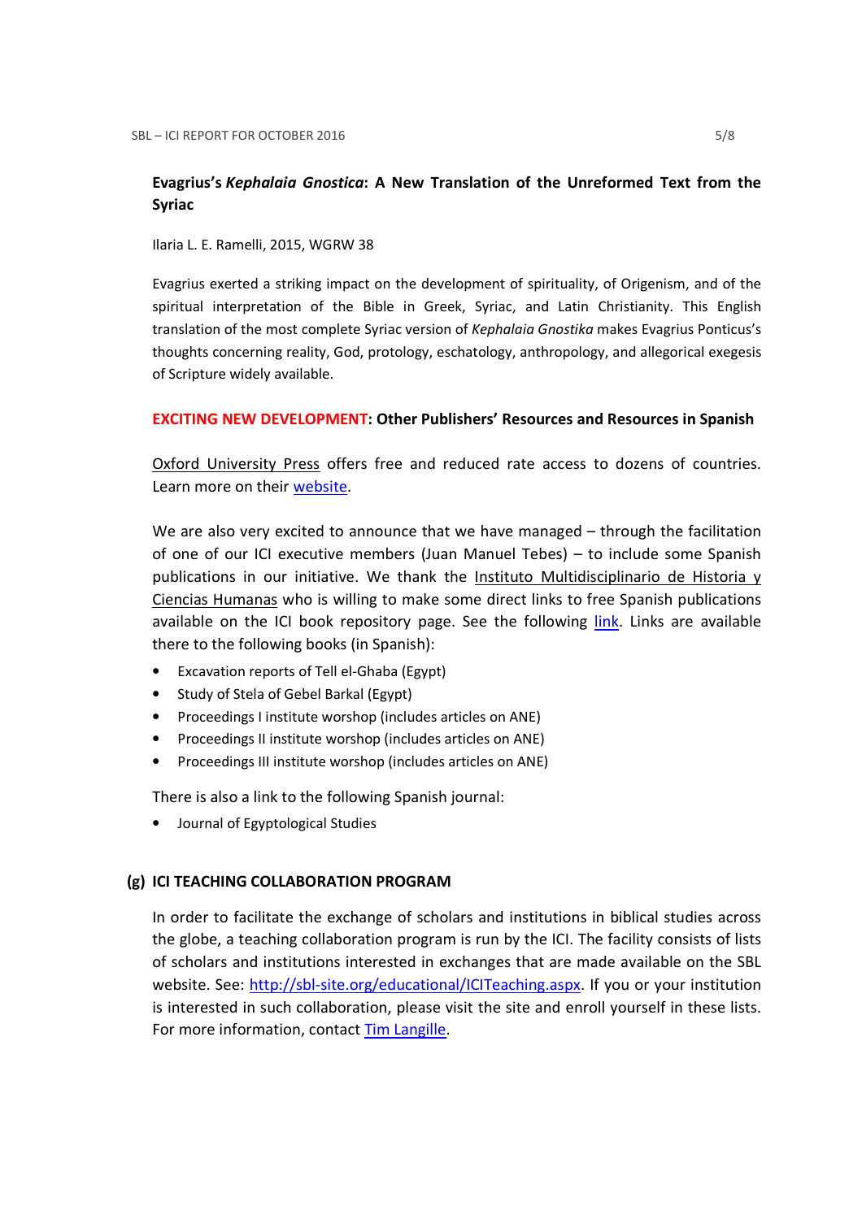**Evagrius's *Kephalaia Gnostica*: A New Translation of the Unreformed Text from the Syriac**

Ilaria L. E. Ramelli, 2015, WGRW 38

Evagrius exerted a striking impact on the development of spirituality, of Origenism, and of the spiritual interpretation of the Bible in Greek, Syriac, and Latin Christianity. This English translation of the most complete Syriac version of *Kephalaia Gnostika* makes Evagrius Ponticus's thoughts concerning reality, God, protology, eschatology, anthropology, and allegorical exegesis of Scripture widely available.

**EXCITING NEW DEVELOPMENT: Other Publishers' Resources and Resources in Spanish**

Oxford University Press offers free and reduced rate access to dozens of countries. Learn more on their website.

We are also very excited to announce that we have managed – through the facilitation of one of our ICI executive members (Juan Manuel Tebes) – to include some Spanish publications in our initiative. We thank the Instituto Multidisciplinario de Historia y Ciencias Humanas who is willing to make some direct links to free Spanish publications available on the ICI book repository page. See the following link. Links are available there to the following books (in Spanish):

- Excavation reports of Tell el-Ghaba (Egypt)
- Study of Stela of Gebel Barkal (Egypt)
- Proceedings I institute worshop (includes articles on ANE)
- Proceedings II institute worshop (includes articles on ANE)
- Proceedings III institute worshop (includes articles on ANE)

There is also a link to the following Spanish journal:

- Journal of Egyptological Studies

## (g) ICI TEACHING COLLABORATION PROGRAM

In order to facilitate the exchange of scholars and institutions in biblical studies across the globe, a teaching collaboration program is run by the ICI. The facility consists of lists of scholars and institutions interested in exchanges that are made available on the SBL website. See: http://sbl-site.org/educational/ICITeaching.aspx. If you or your institution is interested in such collaboration, please visit the site and enroll yourself in these lists. For more information, contact Tim Langille.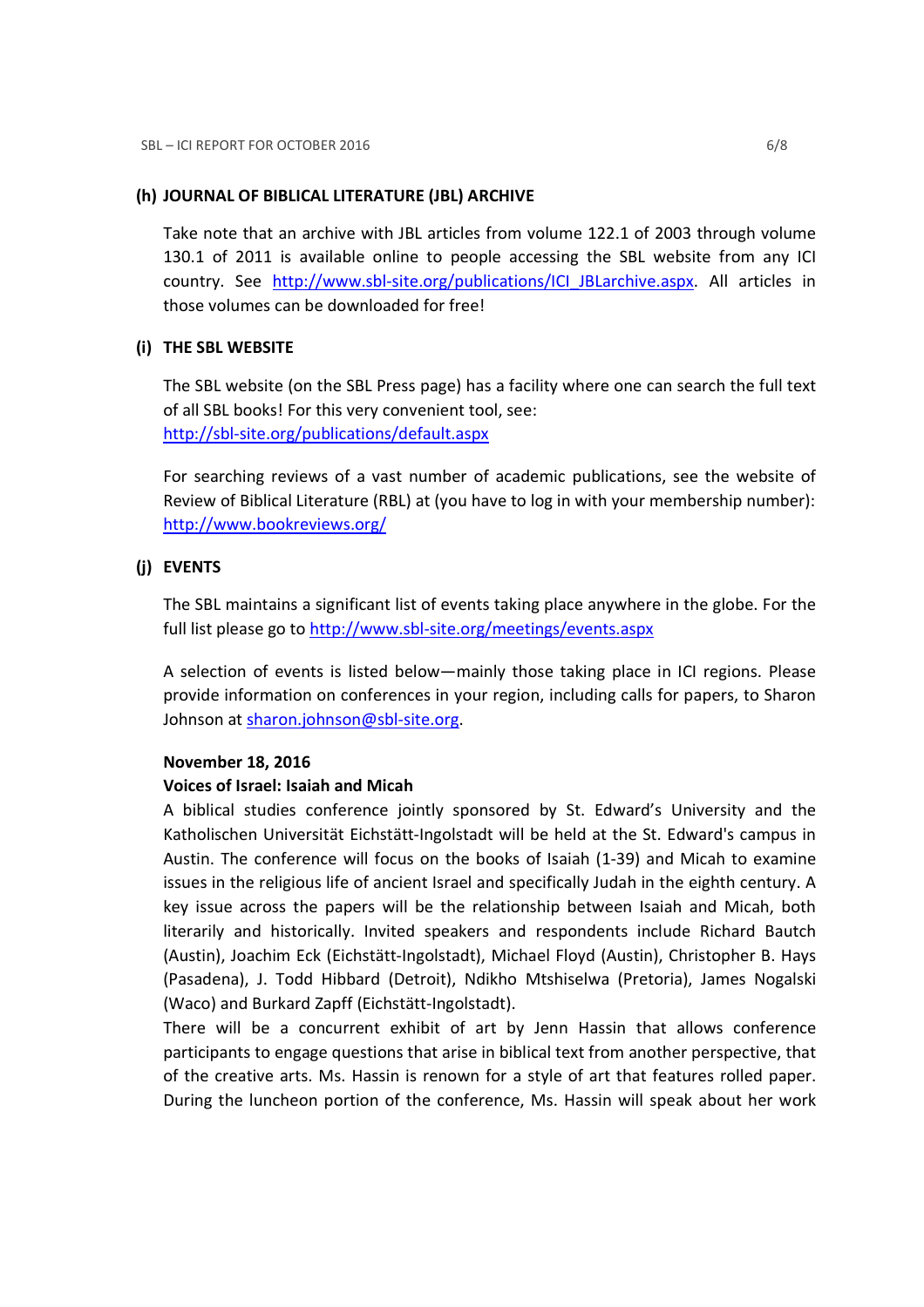### (h) JOURNAL OF BIBLICAL LITERATURE (JBL) ARCHIVE

Take note that an archive with JBL articles from volume 122.1 of 2003 through volume 130.1 of 2011 is available online to people accessing the SBL website from any ICI country. See http://www.sbl-site.org/publications/ICI_JBLarchive.aspx. All articles in those volumes can be downloaded for free!

### (i) THE SBL WEBSITE

The SBL website (on the SBL Press page) has a facility where one can search the full text of all SBL books! For this very convenient tool, see: http://sbl-site.org/publications/default.aspx

For searching reviews of a vast number of academic publications, see the website of Review of Biblical Literature (RBL) at (you have to log in with your membership number): http://www.bookreviews.org/

### (j) EVENTS

The SBL maintains a significant list of events taking place anywhere in the globe. For the full list please go to http://www.sbl-site.org/meetings/events.aspx

A selection of events is listed below—mainly those taking place in ICI regions. Please provide information on conferences in your region, including calls for papers, to Sharon Johnson at sharon.johnson@sbl-site.org.

**November 18, 2016**
**Voices of Israel: Isaiah and Micah**
A biblical studies conference jointly sponsored by St. Edward's University and the Katholischen Universität Eichstätt-Ingolstadt will be held at the St. Edward's campus in Austin. The conference will focus on the books of Isaiah (1-39) and Micah to examine issues in the religious life of ancient Israel and specifically Judah in the eighth century. A key issue across the papers will be the relationship between Isaiah and Micah, both literarily and historically. Invited speakers and respondents include Richard Bautch (Austin), Joachim Eck (Eichstätt-Ingolstadt), Michael Floyd (Austin), Christopher B. Hays (Pasadena), J. Todd Hibbard (Detroit), Ndikho Mtshiselwa (Pretoria), James Nogalski (Waco) and Burkard Zapff (Eichstätt-Ingolstadt).
There will be a concurrent exhibit of art by Jenn Hassin that allows conference participants to engage questions that arise in biblical text from another perspective, that of the creative arts. Ms. Hassin is renown for a style of art that features rolled paper. During the luncheon portion of the conference, Ms. Hassin will speak about her work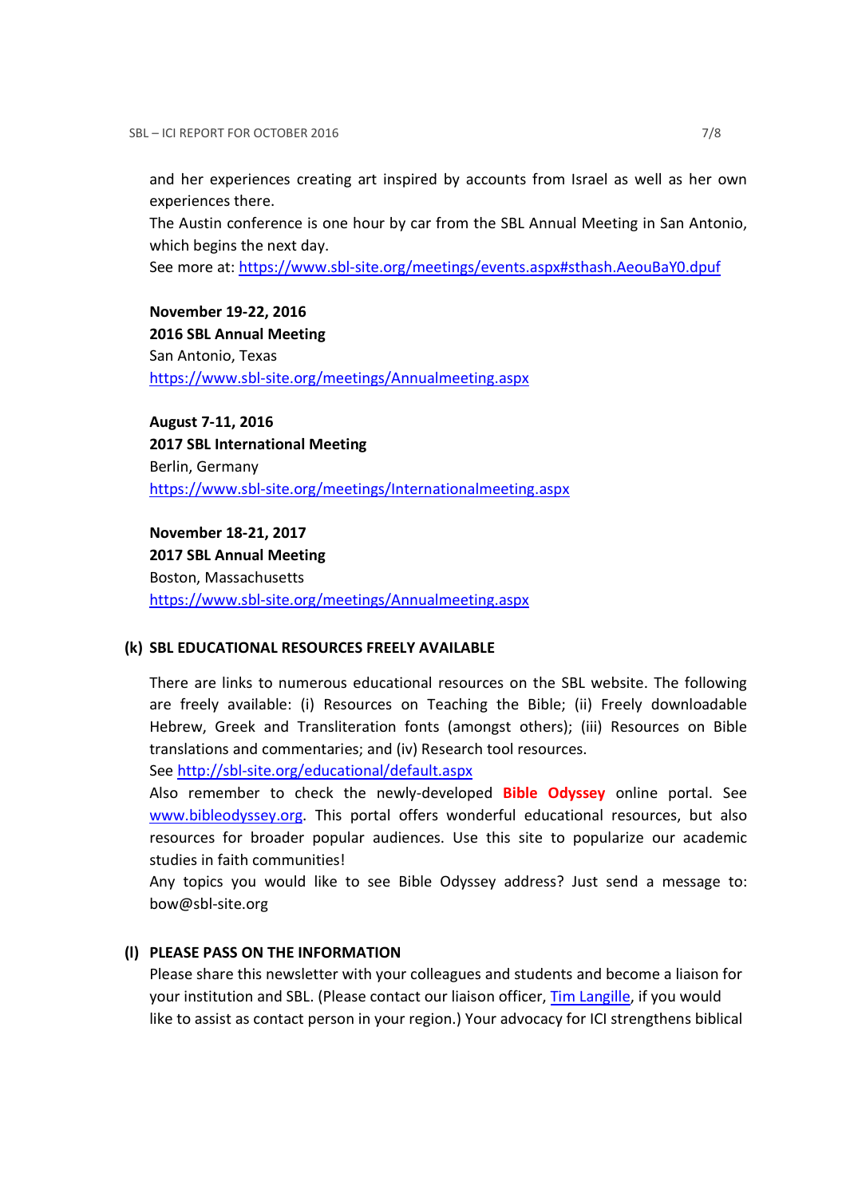and her experiences creating art inspired by accounts from Israel as well as her own experiences there.

The Austin conference is one hour by car from the SBL Annual Meeting in San Antonio, which begins the next day.

See more at: https://www.sbl-site.org/meetings/events.aspx#sthash.AeouBaY0.dpuf

**November 19-22, 2016**
**2016 SBL Annual Meeting**
San Antonio, Texas
https://www.sbl-site.org/meetings/Annualmeeting.aspx

**August 7-11, 2016**
**2017 SBL International Meeting**
Berlin, Germany
https://www.sbl-site.org/meetings/Internationalmeeting.aspx

**November 18-21, 2017**
**2017 SBL Annual Meeting**
Boston, Massachusetts
https://www.sbl-site.org/meetings/Annualmeeting.aspx

### (k) SBL EDUCATIONAL RESOURCES FREELY AVAILABLE

There are links to numerous educational resources on the SBL website. The following are freely available: (i) Resources on Teaching the Bible; (ii) Freely downloadable Hebrew, Greek and Transliteration fonts (amongst others); (iii) Resources on Bible translations and commentaries; and (iv) Research tool resources.

See http://sbl-site.org/educational/default.aspx

Also remember to check the newly-developed **Bible Odyssey** online portal. See www.bibleodyssey.org. This portal offers wonderful educational resources, but also resources for broader popular audiences. Use this site to popularize our academic studies in faith communities!

Any topics you would like to see Bible Odyssey address? Just send a message to: bow@sbl-site.org

### (l) PLEASE PASS ON THE INFORMATION

Please share this newsletter with your colleagues and students and become a liaison for your institution and SBL. (Please contact our liaison officer, Tim Langille, if you would like to assist as contact person in your region.) Your advocacy for ICI strengthens biblical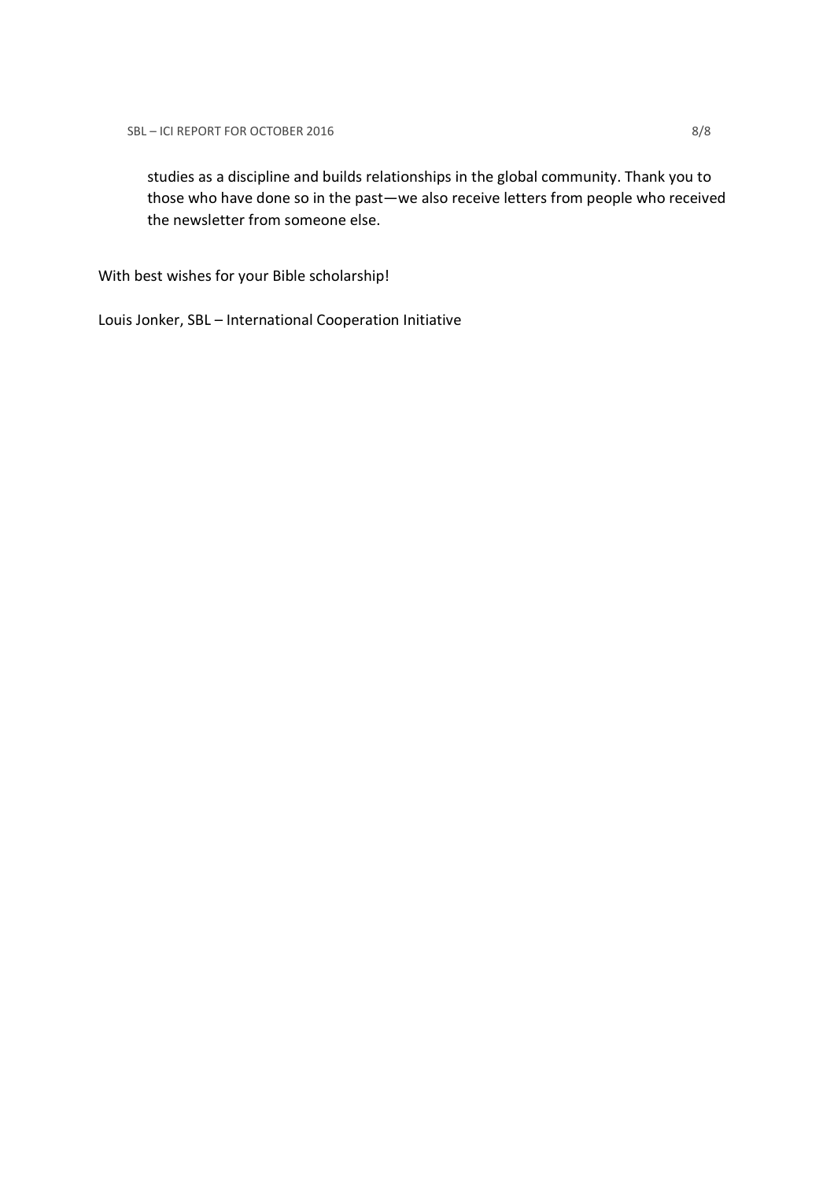studies as a discipline and builds relationships in the global community. Thank you to those who have done so in the past—we also receive letters from people who received the newsletter from someone else.

With best wishes for your Bible scholarship!

Louis Jonker, SBL – International Cooperation Initiative